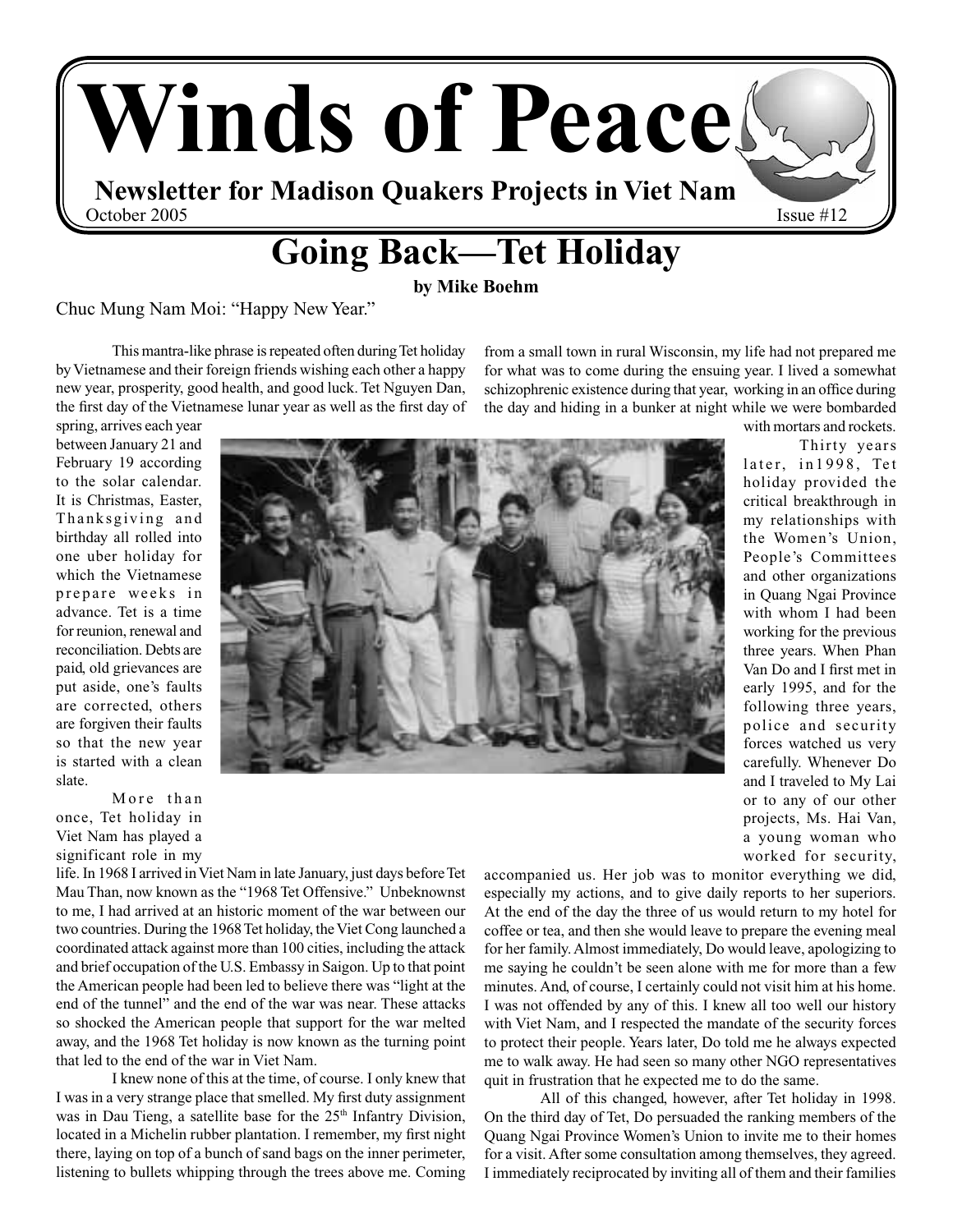# Winds of Peace

**Newsletter for Madison Quakers Projects in Viet Nam**

October 2005 — Issue #12

## Going Back—Tet Holiday

**by Mike Boehm**

Chuc Mung Nam Moi: "Happy New Year."

This mantra-like phrase is repeated often during Tet holiday by Vietnamese and their foreign friends wishing each other a happy new year, prosperity, good health, and good luck. Tet Nguyen Dan, the first day of the Vietnamese lunar year as well as the first day of spring, arrives each year between January 21 and February 19 according to the solar calendar. It is Christmas, Easter, Thanksgiving and birthday all rolled into one uber holiday for which the Vietnamese prepare weeks in advance. Tet is a time for reunion, renewal and reconciliation. Debts are paid, old grievances are put aside, one's faults are corrected, others are forgiven their faults so that the new year is started with a clean slate.

More than once, Tet holiday in Viet Nam has played a significant role in my life. In 1968 I arrived in Viet Nam in late January, just days before Tet Mau Than, now known as the "1968 Tet Offensive." Unbeknownst to me, I had arrived at an historic moment of the war between our two countries. During the 1968 Tet holiday, the Viet Cong launched a coordinated attack against more than 100 cities, including the attack and brief occupation of the U.S. Embassy in Saigon. Up to that point the American people had been led to believe there was "light at the end of the tunnel" and the end of the war was near. These attacks so shocked the American people that support for the war melted away, and the 1968 Tet holiday is now known as the turning point that led to the end of the war in Viet Nam.

I knew none of this at the time, of course. I only knew that I was in a very strange place that smelled. My first duty assignment was in Dau Tieng, a satellite base for the 25th Infantry Division, located in a Michelin rubber plantation. I remember, my first night there, laying on top of a bunch of sand bags on the inner perimeter, listening to bullets whipping through the trees above me. Coming from a small town in rural Wisconsin, my life had not prepared me for what was to come during the ensuing year. I lived a somewhat schizophrenic existence during that year, working in an office during the day and hiding in a bunker at night while we were bombarded with mortars and rockets.

Thirty years later, in1998, Tet holiday provided the critical breakthrough in my relationships with the Women's Union, People's Committees and other organizations in Quang Ngai Province with whom I had been working for the previous three years. When Phan Van Do and I first met in early 1995, and for the following three years, police and security forces watched us very carefully. Whenever Do and I traveled to My Lai or to any of our other projects, Ms. Hai Van, a young woman who worked for security, accompanied us. Her job was to monitor everything we did, especially my actions, and to give daily reports to her superiors. At the end of the day the three of us would return to my hotel for coffee or tea, and then she would leave to prepare the evening meal for her family. Almost immediately, Do would leave, apologizing to me saying he couldn't be seen alone with me for more than a few minutes. And, of course, I certainly could not visit him at his home. I was not offended by any of this. I knew all too well our history with Viet Nam, and I respected the mandate of the security forces to protect their people. Years later, Do told me he always expected me to walk away. He had seen so many other NGO representatives quit in frustration that he expected me to do the same.

All of this changed, however, after Tet holiday in 1998. On the third day of Tet, Do persuaded the ranking members of the Quang Ngai Province Women's Union to invite me to their homes for a visit. After some consultation among themselves, they agreed. I immediately reciprocated by inviting all of them and their families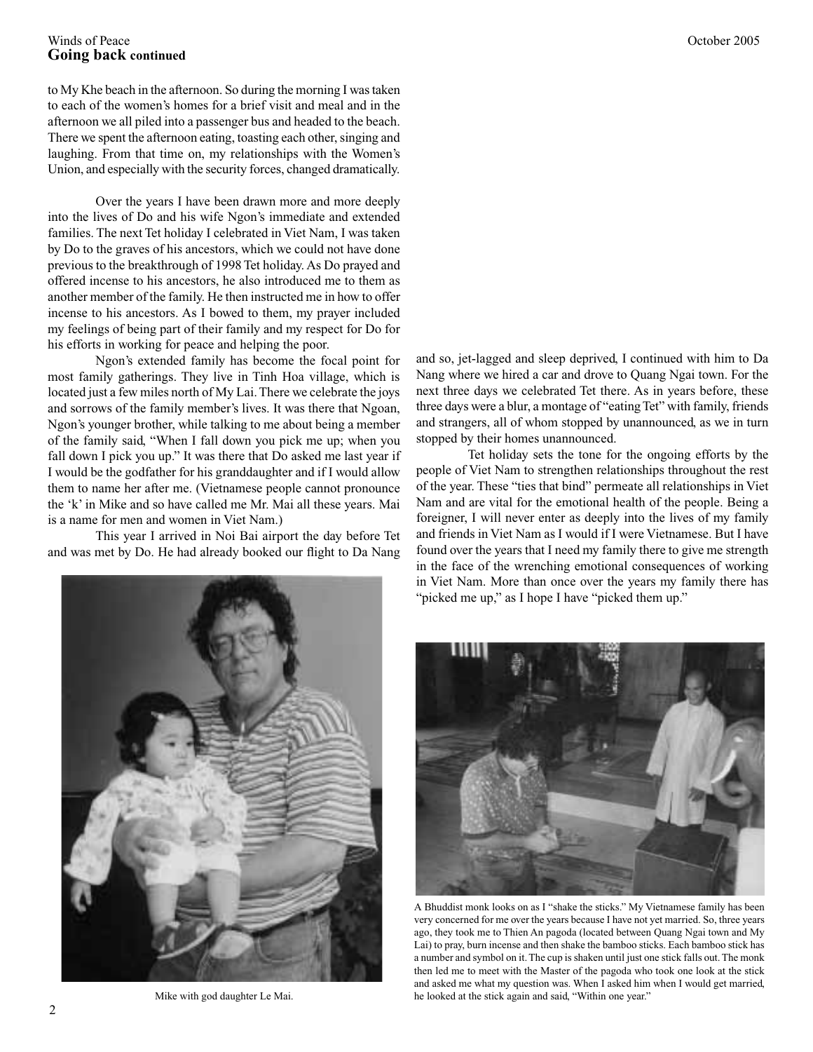## Going back continued

to My Khe beach in the afternoon. So during the morning I was taken to each of the women's homes for a brief visit and meal and in the afternoon we all piled into a passenger bus and headed to the beach. There we spent the afternoon eating, toasting each other, singing and laughing. From that time on, my relationships with the Women's Union, and especially with the security forces, changed dramatically.

Over the years I have been drawn more and more deeply into the lives of Do and his wife Ngon's immediate and extended families. The next Tet holiday I celebrated in Viet Nam, I was taken by Do to the graves of his ancestors, which we could not have done previous to the breakthrough of 1998 Tet holiday. As Do prayed and offered incense to his ancestors, he also introduced me to them as another member of the family. He then instructed me in how to offer incense to his ancestors. As I bowed to them, my prayer included my feelings of being part of their family and my respect for Do for his efforts in working for peace and helping the poor.

Ngon's extended family has become the focal point for most family gatherings. They live in Tinh Hoa village, which is located just a few miles north of My Lai. There we celebrate the joys and sorrows of the family member's lives. It was there that Ngoan, Ngon's younger brother, while talking to me about being a member of the family said, "When I fall down you pick me up; when you fall down I pick you up." It was there that Do asked me last year if I would be the godfather for his granddaughter and if I would allow them to name her after me. (Vietnamese people cannot pronounce the 'k' in Mike and so have called me Mr. Mai all these years. Mai is a name for men and women in Viet Nam.)

This year I arrived in Noi Bai airport the day before Tet and was met by Do. He had already booked our flight to Da Nang and so, jet-lagged and sleep deprived, I continued with him to Da Nang where we hired a car and drove to Quang Ngai town. For the next three days we celebrated Tet there. As in years before, these three days were a blur, a montage of "eating Tet" with family, friends and strangers, all of whom stopped by unannounced, as we in turn stopped by their homes unannounced.

Tet holiday sets the tone for the ongoing efforts by the people of Viet Nam to strengthen relationships throughout the rest of the year. These "ties that bind" permeate all relationships in Viet Nam and are vital for the emotional health of the people. Being a foreigner, I will never enter as deeply into the lives of my family and friends in Viet Nam as I would if I were Vietnamese. But I have found over the years that I need my family there to give me strength in the face of the wrenching emotional consequences of working in Viet Nam. More than once over the years my family there has "picked me up," as I hope I have "picked them up."

Mike with god daughter Le Mai.

A Bhuddist monk looks on as I "shake the sticks." My Vietnamese family has been very concerned for me over the years because I have not yet married. So, three years ago, they took me to Thien An pagoda (located between Quang Ngai town and My Lai) to pray, burn incense and then shake the bamboo sticks. Each bamboo stick has a number and symbol on it. The cup is shaken until just one stick falls out. The monk then led me to meet with the Master of the pagoda who took one look at the stick and asked me what my question was. When I asked him when I would get married, he looked at the stick again and said, "Within one year."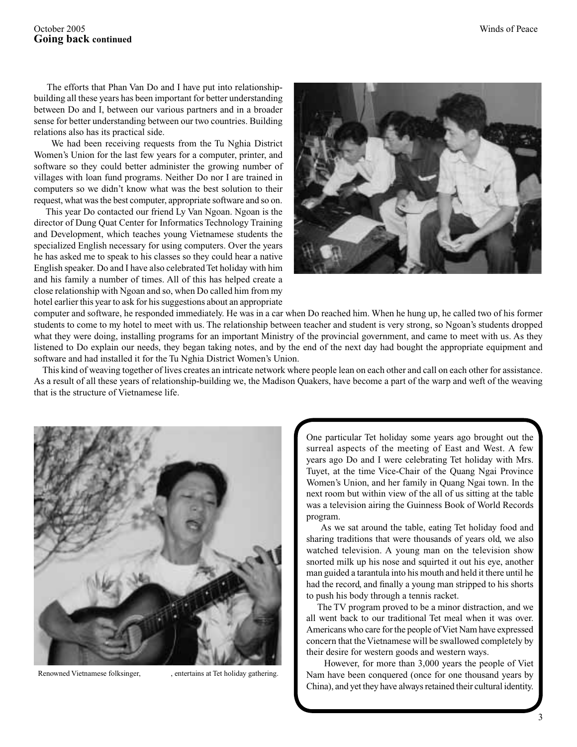## Going back continued

The efforts that Phan Van Do and I have put into relationship-building all these years has been important for better understanding between Do and I, between our various partners and in a broader sense for better understanding between our two countries. Building relations also has its practical side.

We had been receiving requests from the Tu Nghia District Women's Union for the last few years for a computer, printer, and software so they could better administer the growing number of villages with loan fund programs. Neither Do nor I are trained in computers so we didn't know what was the best solution to their request, what was the best computer, appropriate software and so on.

This year Do contacted our friend Ly Van Ngoan. Ngoan is the director of Dung Quat Center for Informatics Technology Training and Development, which teaches young Vietnamese students the specialized English necessary for using computers. Over the years he has asked me to speak to his classes so they could hear a native English speaker. Do and I have also celebrated Tet holiday with him and his family a number of times. All of this has helped create a close relationship with Ngoan and so, when Do called him from my hotel earlier this year to ask for his suggestions about an appropriate computer and software, he responded immediately. He was in a car when Do reached him. When he hung up, he called two of his former students to come to my hotel to meet with us. The relationship between teacher and student is very strong, so Ngoan's students dropped what they were doing, installing programs for an important Ministry of the provincial government, and came to meet with us. As they listened to Do explain our needs, they began taking notes, and by the end of the next day had bought the appropriate equipment and software and had installed it for the Tu Nghia District Women's Union.

This kind of weaving together of lives creates an intricate network where people lean on each other and call on each other for assistance. As a result of all these years of relationship-building we, the Madison Quakers, have become a part of the warp and weft of the weaving that is the structure of Vietnamese life.

Renowned Vietnamese folksinger, , entertains at Tet holiday gathering.

One particular Tet holiday some years ago brought out the surreal aspects of the meeting of East and West. A few years ago Do and I were celebrating Tet holiday with Mrs. Tuyet, at the time Vice-Chair of the Quang Ngai Province Women's Union, and her family in Quang Ngai town. In the next room but within view of the all of us sitting at the table was a television airing the Guinness Book of World Records program.

As we sat around the table, eating Tet holiday food and sharing traditions that were thousands of years old, we also watched television. A young man on the television show snorted milk up his nose and squirted it out his eye, another man guided a tarantula into his mouth and held it there until he had the record, and finally a young man stripped to his shorts to push his body through a tennis racket.

The TV program proved to be a minor distraction, and we all went back to our traditional Tet meal when it was over. Americans who care for the people of Viet Nam have expressed concern that the Vietnamese will be swallowed completely by their desire for western goods and western ways.

However, for more than 3,000 years the people of Viet Nam have been conquered (once for one thousand years by China), and yet they have always retained their cultural identity.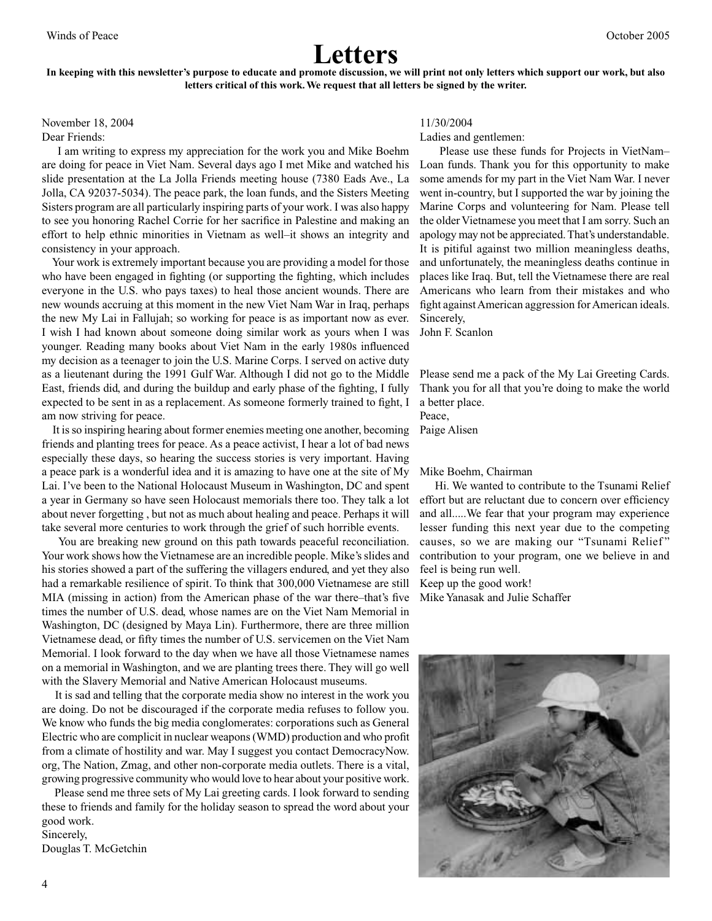# Letters

**In keeping with this newsletter's purpose to educate and promote discussion, we will print not only letters which support our work, but also letters critical of this work. We request that all letters be signed by the writer.**

November 18, 2004

Dear Friends:

I am writing to express my appreciation for the work you and Mike Boehm are doing for peace in Viet Nam. Several days ago I met Mike and watched his slide presentation at the La Jolla Friends meeting house (7380 Eads Ave., La Jolla, CA 92037-5034). The peace park, the loan funds, and the Sisters Meeting Sisters program are all particularly inspiring parts of your work. I was also happy to see you honoring Rachel Corrie for her sacrifice in Palestine and making an effort to help ethnic minorities in Vietnam as well–it shows an integrity and consistency in your approach.

Your work is extremely important because you are providing a model for those who have been engaged in fighting (or supporting the fighting, which includes everyone in the U.S. who pays taxes) to heal those ancient wounds. There are new wounds accruing at this moment in the new Viet Nam War in Iraq, perhaps the new My Lai in Fallujah; so working for peace is as important now as ever. I wish I had known about someone doing similar work as yours when I was younger. Reading many books about Viet Nam in the early 1980s influenced my decision as a teenager to join the U.S. Marine Corps. I served on active duty as a lieutenant during the 1991 Gulf War. Although I did not go to the Middle East, friends did, and during the buildup and early phase of the fighting, I fully expected to be sent in as a replacement. As someone formerly trained to fight, I am now striving for peace.

It is so inspiring hearing about former enemies meeting one another, becoming friends and planting trees for peace. As a peace activist, I hear a lot of bad news especially these days, so hearing the success stories is very important. Having a peace park is a wonderful idea and it is amazing to have one at the site of My Lai. I've been to the National Holocaust Museum in Washington, DC and spent a year in Germany so have seen Holocaust memorials there too. They talk a lot about never forgetting , but not as much about healing and peace. Perhaps it will take several more centuries to work through the grief of such horrible events.

You are breaking new ground on this path towards peaceful reconciliation. Your work shows how the Vietnamese are an incredible people. Mike's slides and his stories showed a part of the suffering the villagers endured, and yet they also had a remarkable resilience of spirit. To think that 300,000 Vietnamese are still MIA (missing in action) from the American phase of the war there–that's five times the number of U.S. dead, whose names are on the Viet Nam Memorial in Washington, DC (designed by Maya Lin). Furthermore, there are three million Vietnamese dead, or fifty times the number of U.S. servicemen on the Viet Nam Memorial. I look forward to the day when we have all those Vietnamese names on a memorial in Washington, and we are planting trees there. They will go well with the Slavery Memorial and Native American Holocaust museums.

It is sad and telling that the corporate media show no interest in the work you are doing. Do not be discouraged if the corporate media refuses to follow you. We know who funds the big media conglomerates: corporations such as General Electric who are complicit in nuclear weapons (WMD) production and who profit from a climate of hostility and war. May I suggest you contact DemocracyNow.org, The Nation, Zmag, and other non-corporate media outlets. There is a vital, growing progressive community who would love to hear about your positive work.

Please send me three sets of My Lai greeting cards. I look forward to sending these to friends and family for the holiday season to spread the word about your good work.

Sincerely,

Douglas T. McGetchin

11/30/2004

Ladies and gentlemen:

Please use these funds for Projects in VietNam–Loan funds. Thank you for this opportunity to make some amends for my part in the Viet Nam War. I never went in-country, but I supported the war by joining the Marine Corps and volunteering for Nam. Please tell the older Vietnamese you meet that I am sorry. Such an apology may not be appreciated. That's understandable. It is pitiful against two million meaningless deaths, and unfortunately, the meaningless deaths continue in places like Iraq. But, tell the Vietnamese there are real Americans who learn from their mistakes and who fight against American aggression for American ideals.

Sincerely,

John F. Scanlon

Please send me a pack of the My Lai Greeting Cards. Thank you for all that you're doing to make the world a better place.

Peace,

Paige Alisen

Mike Boehm, Chairman

Hi. We wanted to contribute to the Tsunami Relief effort but are reluctant due to concern over efficiency and all.....We fear that your program may experience lesser funding this next year due to the competing causes, so we are making our "Tsunami Relief" contribution to your program, one we believe in and feel is being run well.

Keep up the good work!

Mike Yanasak and Julie Schaffer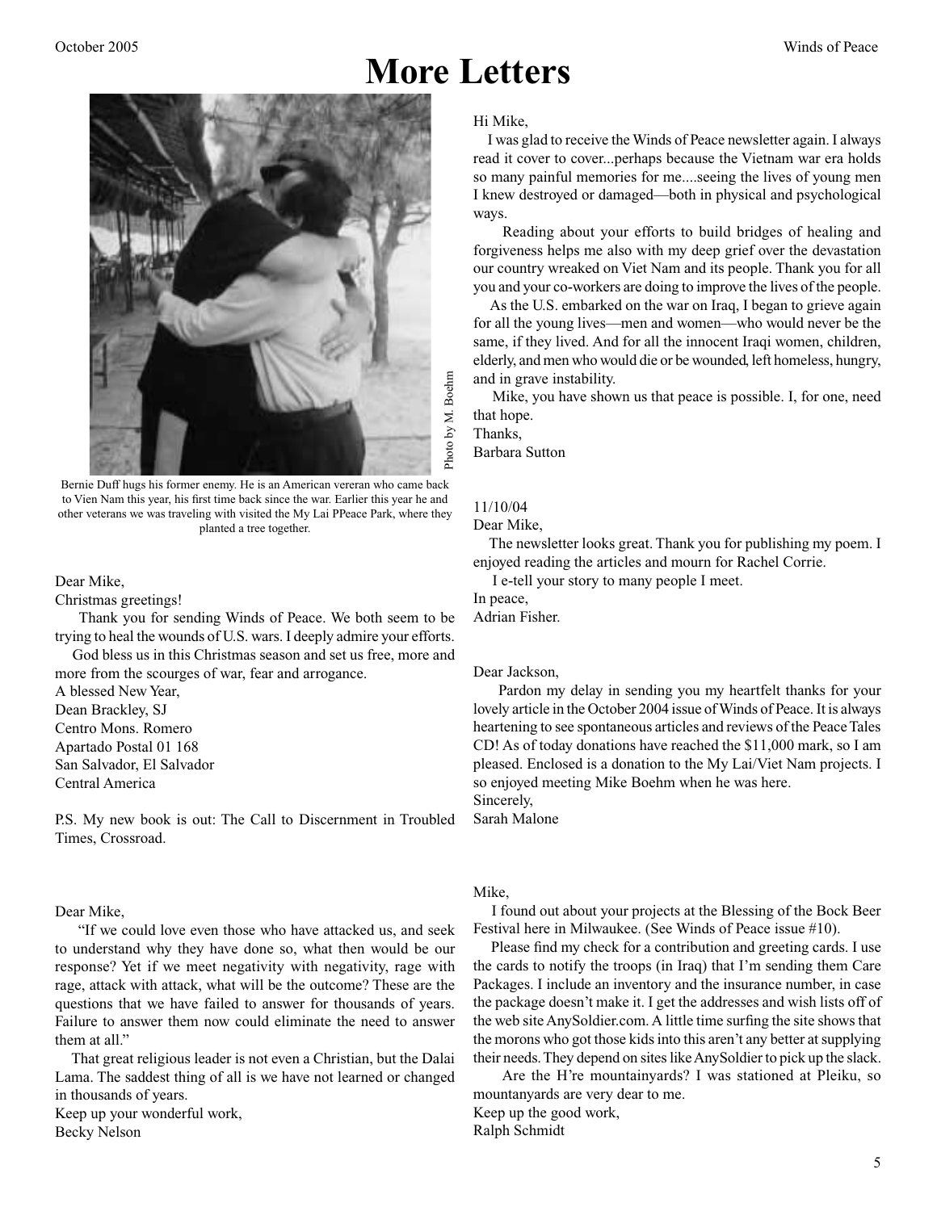# More Letters

Bernie Duff hugs his former enemy. He is an American vereran who came back to Vien Nam this year, his first time back since the war. Earlier this year he and other veterans we was traveling with visited the My Lai PPeace Park, where they planted a tree together.

Photo by M. Boehm

Dear Mike,

Christmas greetings!

Thank you for sending Winds of Peace. We both seem to be trying to heal the wounds of U.S. wars. I deeply admire your efforts.

God bless us in this Christmas season and set us free, more and more from the scourges of war, fear and arrogance.

A blessed New Year,
Dean Brackley, SJ
Centro Mons. Romero
Apartado Postal 01 168
San Salvador, El Salvador
Central America

P.S. My new book is out: The Call to Discernment in Troubled Times, Crossroad.

Dear Mike,

"If we could love even those who have attacked us, and seek to understand why they have done so, what then would be our response? Yet if we meet negativity with negativity, rage with rage, attack with attack, what will be the outcome? These are the questions that we have failed to answer for thousands of years. Failure to answer them now could eliminate the need to answer them at all."

That great religious leader is not even a Christian, but the Dalai Lama. The saddest thing of all is we have not learned or changed in thousands of years.

Keep up your wonderful work,
Becky Nelson

Hi Mike,

I was glad to receive the Winds of Peace newsletter again. I always read it cover to cover...perhaps because the Vietnam war era holds so many painful memories for me....seeing the lives of young men I knew destroyed or damaged—both in physical and psychological ways.

Reading about your efforts to build bridges of healing and forgiveness helps me also with my deep grief over the devastation our country wreaked on Viet Nam and its people. Thank you for all you and your co-workers are doing to improve the lives of the people.

As the U.S. embarked on the war on Iraq, I began to grieve again for all the young lives—men and women—who would never be the same, if they lived. And for all the innocent Iraqi women, children, elderly, and men who would die or be wounded, left homeless, hungry, and in grave instability.

Mike, you have shown us that peace is possible. I, for one, need that hope.

Thanks,
Barbara Sutton

11/10/04

Dear Mike,

The newsletter looks great. Thank you for publishing my poem. I enjoyed reading the articles and mourn for Rachel Corrie.

I e-tell your story to many people I meet.

In peace,
Adrian Fisher.

Dear Jackson,

Pardon my delay in sending you my heartfelt thanks for your lovely article in the October 2004 issue of Winds of Peace. It is always heartening to see spontaneous articles and reviews of the Peace Tales CD! As of today donations have reached the $11,000 mark, so I am pleased. Enclosed is a donation to the My Lai/Viet Nam projects. I so enjoyed meeting Mike Boehm when he was here.

Sincerely,
Sarah Malone

Mike,

I found out about your projects at the Blessing of the Bock Beer Festival here in Milwaukee. (See Winds of Peace issue #10).

Please find my check for a contribution and greeting cards. I use the cards to notify the troops (in Iraq) that I'm sending them Care Packages. I include an inventory and the insurance number, in case the package doesn't make it. I get the addresses and wish lists off of the web site AnySoldier.com. A little time surfing the site shows that the morons who got those kids into this aren't any better at supplying their needs. They depend on sites like AnySoldier to pick up the slack.

Are the H're mountainyards? I was stationed at Pleiku, so mountanyards are very dear to me.

Keep up the good work,
Ralph Schmidt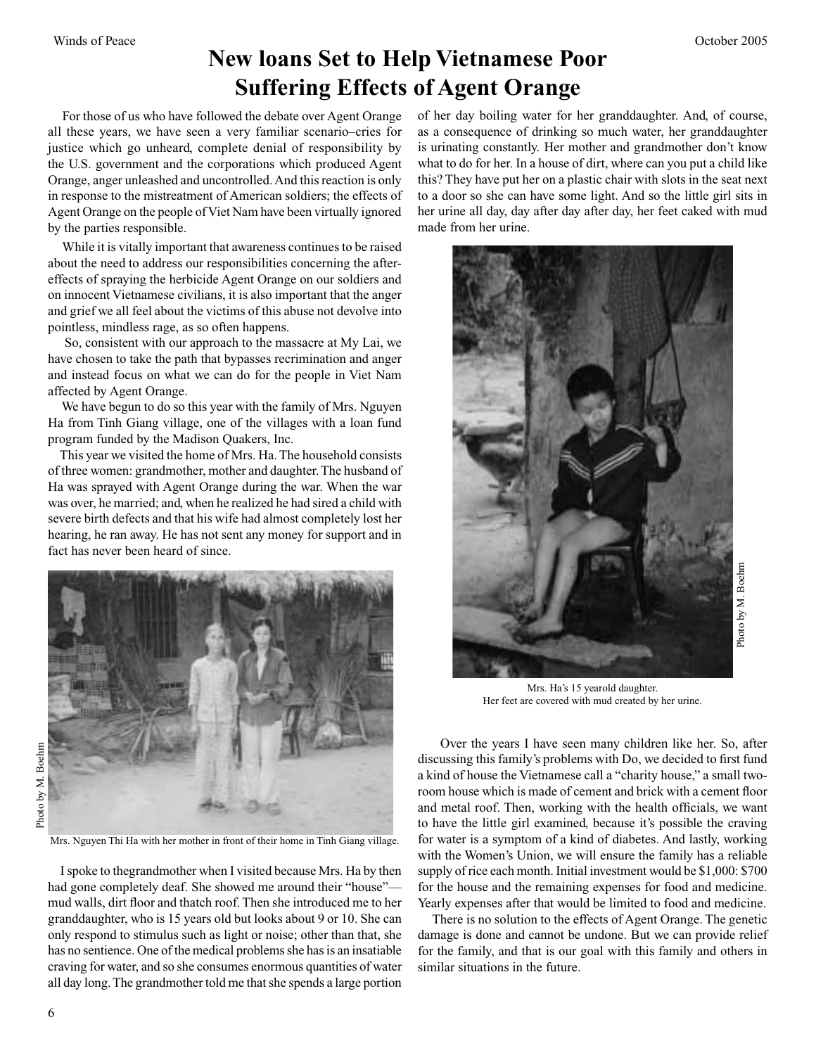# New loans Set to Help Vietnamese Poor Suffering Effects of Agent Orange

For those of us who have followed the debate over Agent Orange all these years, we have seen a very familiar scenario–cries for justice which go unheard, complete denial of responsibility by the U.S. government and the corporations which produced Agent Orange, anger unleashed and uncontrolled. And this reaction is only in response to the mistreatment of American soldiers; the effects of Agent Orange on the people of Viet Nam have been virtually ignored by the parties responsible.

While it is vitally important that awareness continues to be raised about the need to address our responsibilities concerning the after-effects of spraying the herbicide Agent Orange on our soldiers and on innocent Vietnamese civilians, it is also important that the anger and grief we all feel about the victims of this abuse not devolve into pointless, mindless rage, as so often happens.

So, consistent with our approach to the massacre at My Lai, we have chosen to take the path that bypasses recrimination and anger and instead focus on what we can do for the people in Viet Nam affected by Agent Orange.

We have begun to do so this year with the family of Mrs. Nguyen Ha from Tinh Giang village, one of the villages with a loan fund program funded by the Madison Quakers, Inc.

This year we visited the home of Mrs. Ha. The household consists of three women: grandmother, mother and daughter. The husband of Ha was sprayed with Agent Orange during the war. When the war was over, he married; and, when he realized he had sired a child with severe birth defects and that his wife had almost completely lost her hearing, he ran away. He has not sent any money for support and in fact has never been heard of since.

Photo by M. Boehm

Mrs. Nguyen Thi Ha with her mother in front of their home in Tinh Giang village.

I spoke to thegrandmother when I visited because Mrs. Ha by then had gone completely deaf. She showed me around their "house"—mud walls, dirt floor and thatch roof. Then she introduced me to her granddaughter, who is 15 years old but looks about 9 or 10. She can only respond to stimulus such as light or noise; other than that, she has no sentience. One of the medical problems she has is an insatiable craving for water, and so she consumes enormous quantities of water all day long. The grandmother told me that she spends a large portion of her day boiling water for her granddaughter. And, of course, as a consequence of drinking so much water, her granddaughter is urinating constantly. Her mother and grandmother don't know what to do for her. In a house of dirt, where can you put a child like this? They have put her on a plastic chair with slots in the seat next to a door so she can have some light. And so the little girl sits in her urine all day, day after day after day, her feet caked with mud made from her urine.

Photo by M. Boehm

Mrs. Ha's 15 yearold daughter.
Her feet are covered with mud created by her urine.

Over the years I have seen many children like her. So, after discussing this family's problems with Do, we decided to first fund a kind of house the Vietnamese call a "charity house," a small two-room house which is made of cement and brick with a cement floor and metal roof. Then, working with the health officials, we want to have the little girl examined, because it's possible the craving for water is a symptom of a kind of diabetes. And lastly, working with the Women's Union, we will ensure the family has a reliable supply of rice each month. Initial investment would be $1,000: $700 for the house and the remaining expenses for food and medicine. Yearly expenses after that would be limited to food and medicine.

There is no solution to the effects of Agent Orange. The genetic damage is done and cannot be undone. But we can provide relief for the family, and that is our goal with this family and others in similar situations in the future.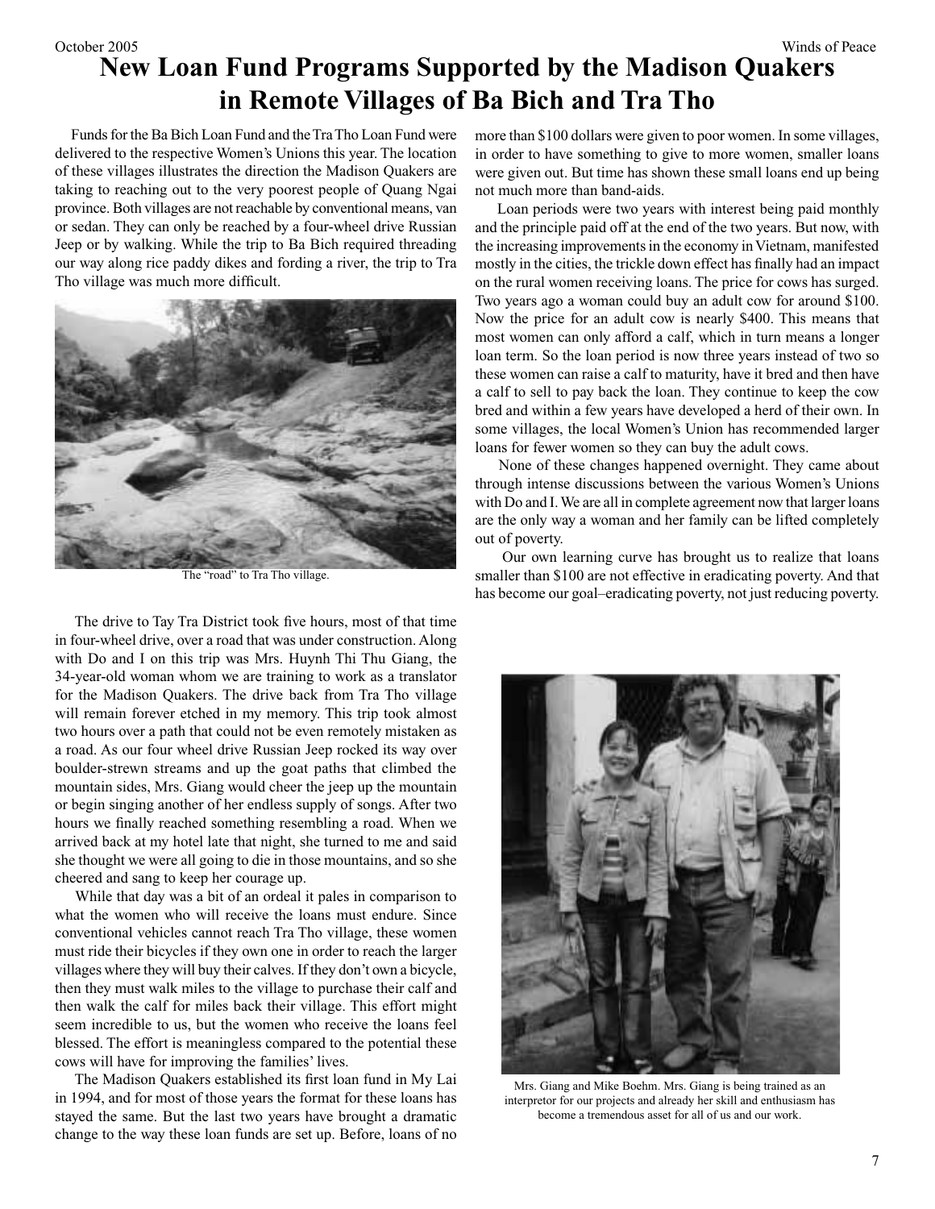# New Loan Fund Programs Supported by the Madison Quakers in Remote Villages of Ba Bich and Tra Tho

Funds for the Ba Bich Loan Fund and the Tra Tho Loan Fund were delivered to the respective Women's Unions this year. The location of these villages illustrates the direction the Madison Quakers are taking to reaching out to the very poorest people of Quang Ngai province. Both villages are not reachable by conventional means, van or sedan. They can only be reached by a four-wheel drive Russian Jeep or by walking. While the trip to Ba Bich required threading our way along rice paddy dikes and fording a river, the trip to Tra Tho village was much more difficult.

The "road" to Tra Tho village.

The drive to Tay Tra District took five hours, most of that time in four-wheel drive, over a road that was under construction. Along with Do and I on this trip was Mrs. Huynh Thi Thu Giang, the 34-year-old woman whom we are training to work as a translator for the Madison Quakers. The drive back from Tra Tho village will remain forever etched in my memory. This trip took almost two hours over a path that could not be even remotely mistaken as a road. As our four wheel drive Russian Jeep rocked its way over boulder-strewn streams and up the goat paths that climbed the mountain sides, Mrs. Giang would cheer the jeep up the mountain or begin singing another of her endless supply of songs. After two hours we finally reached something resembling a road. When we arrived back at my hotel late that night, she turned to me and said she thought we were all going to die in those mountains, and so she cheered and sang to keep her courage up.

While that day was a bit of an ordeal it pales in comparison to what the women who will receive the loans must endure. Since conventional vehicles cannot reach Tra Tho village, these women must ride their bicycles if they own one in order to reach the larger villages where they will buy their calves. If they don't own a bicycle, then they must walk miles to the village to purchase their calf and then walk the calf for miles back their village. This effort might seem incredible to us, but the women who receive the loans feel blessed. The effort is meaningless compared to the potential these cows will have for improving the families' lives.

The Madison Quakers established its first loan fund in My Lai in 1994, and for most of those years the format for these loans has stayed the same. But the last two years have brought a dramatic change to the way these loan funds are set up. Before, loans of no more than $100 dollars were given to poor women. In some villages, in order to have something to give to more women, smaller loans were given out. But time has shown these small loans end up being not much more than band-aids.

Loan periods were two years with interest being paid monthly and the principle paid off at the end of the two years. But now, with the increasing improvements in the economy in Vietnam, manifested mostly in the cities, the trickle down effect has finally had an impact on the rural women receiving loans. The price for cows has surged. Two years ago a woman could buy an adult cow for around $100. Now the price for an adult cow is nearly $400. This means that most women can only afford a calf, which in turn means a longer loan term. So the loan period is now three years instead of two so these women can raise a calf to maturity, have it bred and then have a calf to sell to pay back the loan. They continue to keep the cow bred and within a few years have developed a herd of their own. In some villages, the local Women's Union has recommended larger loans for fewer women so they can buy the adult cows.

None of these changes happened overnight. They came about through intense discussions between the various Women's Unions with Do and I. We are all in complete agreement now that larger loans are the only way a woman and her family can be lifted completely out of poverty.

Our own learning curve has brought us to realize that loans smaller than $100 are not effective in eradicating poverty. And that has become our goal–eradicating poverty, not just reducing poverty.

Mrs. Giang and Mike Boehm. Mrs. Giang is being trained as an interpretor for our projects and already her skill and enthusiasm has become a tremendous asset for all of us and our work.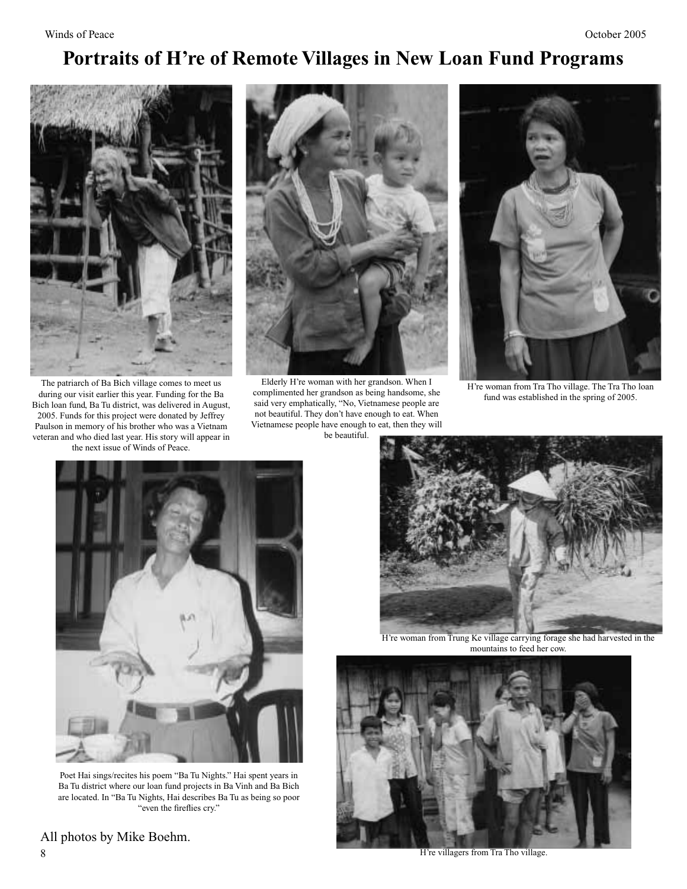# Portraits of H're of Remote Villages in New Loan Fund Programs

The patriarch of Ba Bich village comes to meet us during our visit earlier this year. Funding for the Ba Bich loan fund, Ba Tu district, was delivered in August, 2005. Funds for this project were donated by Jeffrey Paulson in memory of his brother who was a Vietnam veteran and who died last year. His story will appear in the next issue of Winds of Peace.

Elderly H're woman with her grandson. When I complimented her grandson as being handsome, she said very emphatically, "No, Vietnamese people are not beautiful. They don't have enough to eat. When Vietnamese people have enough to eat, then they will be beautiful.

H're woman from Tra Tho village. The Tra Tho loan fund was established in the spring of 2005.

Poet Hai sings/recites his poem "Ba Tu Nights." Hai spent years in Ba Tu district where our loan fund projects in Ba Vinh and Ba Bich are located. In "Ba Tu Nights, Hai describes Ba Tu as being so poor "even the fireflies cry."

H're woman from Trung Ke village carrying forage she had harvested in the mountains to feed her cow.

H're villagers from Tra Tho village.

All photos by Mike Boehm.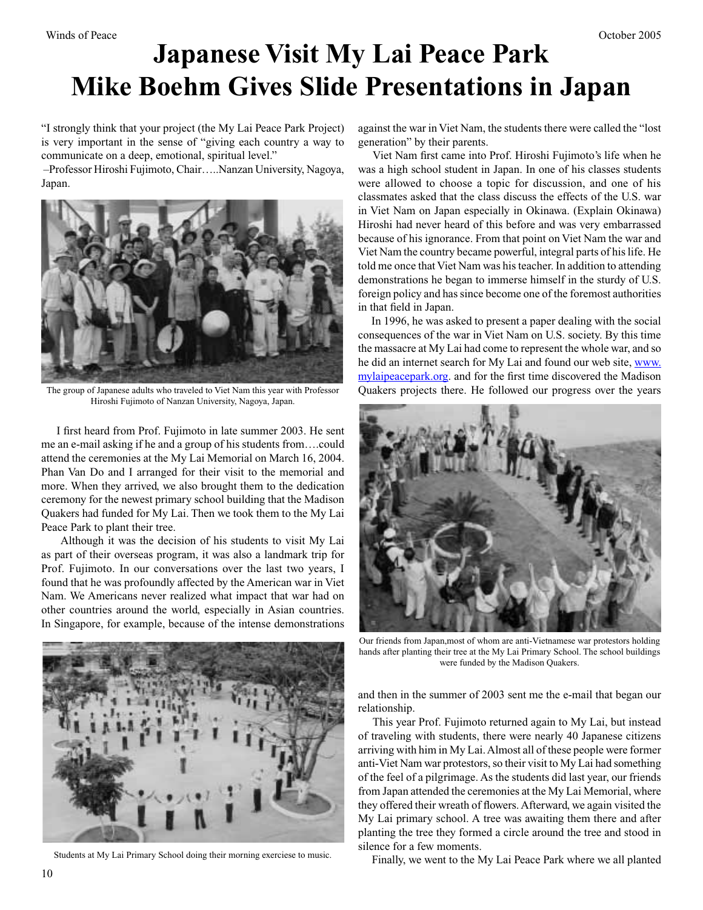# Japanese Visit My Lai Peace Park
# Mike Boehm Gives Slide Presentations in Japan

"I strongly think that your project (the My Lai Peace Park Project) is very important in the sense of "giving each country a way to communicate on a deep, emotional, spiritual level."
–Professor Hiroshi Fujimoto, Chair…..Nanzan University, Nagoya, Japan.

The group of Japanese adults who traveled to Viet Nam this year with Professor Hiroshi Fujimoto of Nanzan University, Nagoya, Japan.

I first heard from Prof. Fujimoto in late summer 2003. He sent me an e-mail asking if he and a group of his students from….could attend the ceremonies at the My Lai Memorial on March 16, 2004. Phan Van Do and I arranged for their visit to the memorial and more. When they arrived, we also brought them to the dedication ceremony for the newest primary school building that the Madison Quakers had funded for My Lai. Then we took them to the My Lai Peace Park to plant their tree.

Although it was the decision of his students to visit My Lai as part of their overseas program, it was also a landmark trip for Prof. Fujimoto. In our conversations over the last two years, I found that he was profoundly affected by the American war in Viet Nam. We Americans never realized what impact that war had on other countries around the world, especially in Asian countries. In Singapore, for example, because of the intense demonstrations against the war in Viet Nam, the students there were called the "lost generation" by their parents.

Students at My Lai Primary School doing their morning exerciese to music.

Viet Nam first came into Prof. Hiroshi Fujimoto's life when he was a high school student in Japan. In one of his classes students were allowed to choose a topic for discussion, and one of his classmates asked that the class discuss the effects of the U.S. war in Viet Nam on Japan especially in Okinawa. (Explain Okinawa) Hiroshi had never heard of this before and was very embarrassed because of his ignorance. From that point on Viet Nam the war and Viet Nam the country became powerful, integral parts of his life. He told me once that Viet Nam was his teacher. In addition to attending demonstrations he began to immerse himself in the sturdy of U.S. foreign policy and has since become one of the foremost authorities in that field in Japan.

In 1996, he was asked to present a paper dealing with the social consequences of the war in Viet Nam on U.S. society. By this time the massacre at My Lai had come to represent the whole war, and so he did an internet search for My Lai and found our web site, www.mylaipeacepark.org. and for the first time discovered the Madison Quakers projects there. He followed our progress over the years and then in the summer of 2003 sent me the e-mail that began our relationship.

Our friends from Japan,most of whom are anti-Vietnamese war protestors holding hands after planting their tree at the My Lai Primary School. The school buildings were funded by the Madison Quakers.

This year Prof. Fujimoto returned again to My Lai, but instead of traveling with students, there were nearly 40 Japanese citizens arriving with him in My Lai. Almost all of these people were former anti-Viet Nam war protestors, so their visit to My Lai had something of the feel of a pilgrimage. As the students did last year, our friends from Japan attended the ceremonies at the My Lai Memorial, where they offered their wreath of flowers. Afterward, we again visited the My Lai primary school. A tree was awaiting them there and after planting the tree they formed a circle around the tree and stood in silence for a few moments.

Finally, we went to the My Lai Peace Park where we all planted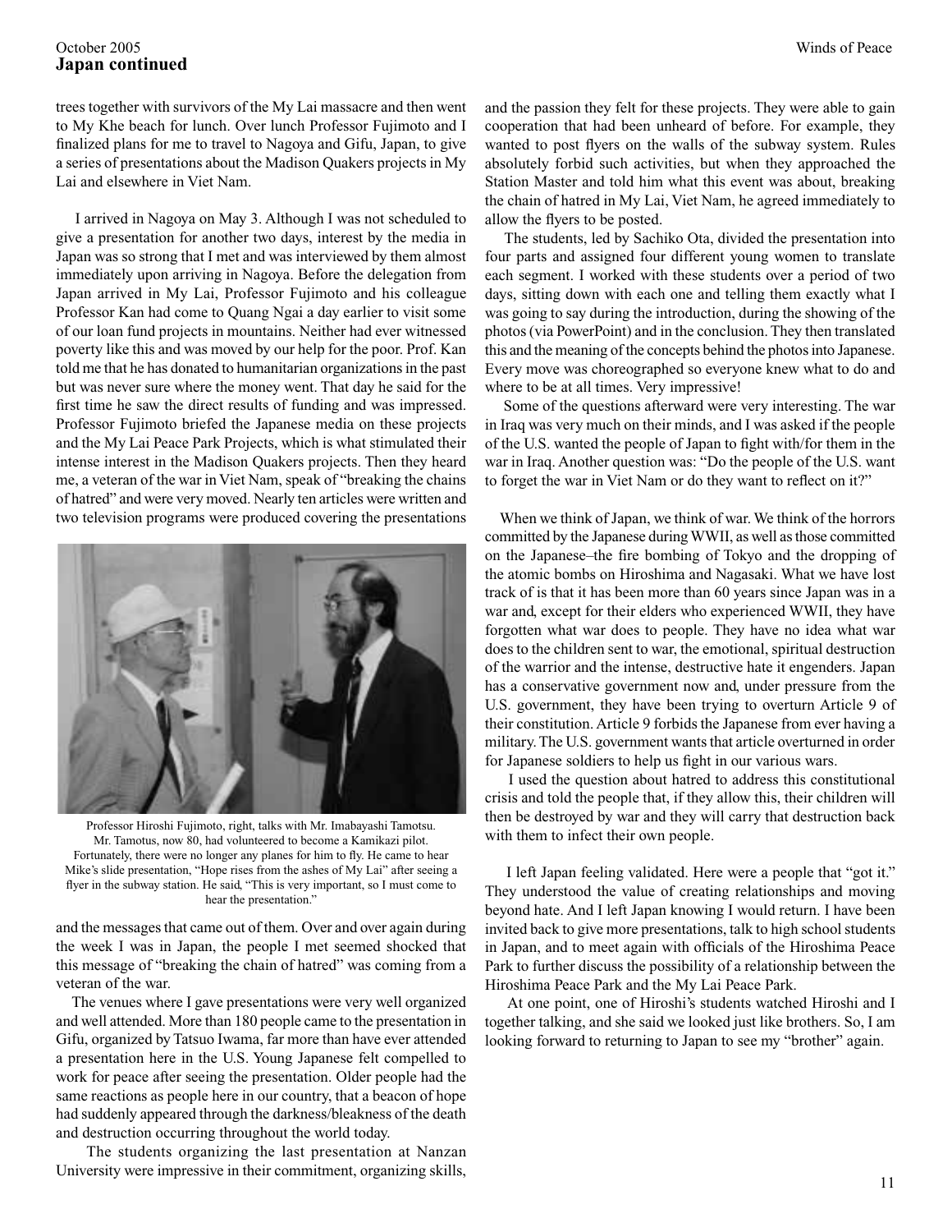## Japan continued

trees together with survivors of the My Lai massacre and then went to My Khe beach for lunch. Over lunch Professor Fujimoto and I finalized plans for me to travel to Nagoya and Gifu, Japan, to give a series of presentations about the Madison Quakers projects in My Lai and elsewhere in Viet Nam.

I arrived in Nagoya on May 3. Although I was not scheduled to give a presentation for another two days, interest by the media in Japan was so strong that I met and was interviewed by them almost immediately upon arriving in Nagoya. Before the delegation from Japan arrived in My Lai, Professor Fujimoto and his colleague Professor Kan had come to Quang Ngai a day earlier to visit some of our loan fund projects in mountains. Neither had ever witnessed poverty like this and was moved by our help for the poor. Prof. Kan told me that he has donated to humanitarian organizations in the past but was never sure where the money went. That day he said for the first time he saw the direct results of funding and was impressed. Professor Fujimoto briefed the Japanese media on these projects and the My Lai Peace Park Projects, which is what stimulated their intense interest in the Madison Quakers projects. Then they heard me, a veteran of the war in Viet Nam, speak of "breaking the chains of hatred" and were very moved. Nearly ten articles were written and two television programs were produced covering the presentations and the messages that came out of them. Over and over again during the week I was in Japan, the people I met seemed shocked that this message of "breaking the chain of hatred" was coming from a veteran of the war.

Professor Hiroshi Fujimoto, right, talks with Mr. Imabayashi Tamotsu. Mr. Tamotus, now 80, had volunteered to become a Kamikazi pilot. Fortunately, there were no longer any planes for him to fly. He came to hear Mike's slide presentation, "Hope rises from the ashes of My Lai" after seeing a flyer in the subway station. He said, "This is very important, so I must come to hear the presentation."

The venues where I gave presentations were very well organized and well attended. More than 180 people came to the presentation in Gifu, organized by Tatsuo Iwama, far more than have ever attended a presentation here in the U.S. Young Japanese felt compelled to work for peace after seeing the presentation. Older people had the same reactions as people here in our country, that a beacon of hope had suddenly appeared through the darkness/bleakness of the death and destruction occurring throughout the world today.

The students organizing the last presentation at Nanzan University were impressive in their commitment, organizing skills, and the passion they felt for these projects. They were able to gain cooperation that had been unheard of before. For example, they wanted to post flyers on the walls of the subway system. Rules absolutely forbid such activities, but when they approached the Station Master and told him what this event was about, breaking the chain of hatred in My Lai, Viet Nam, he agreed immediately to allow the flyers to be posted.

The students, led by Sachiko Ota, divided the presentation into four parts and assigned four different young women to translate each segment. I worked with these students over a period of two days, sitting down with each one and telling them exactly what I was going to say during the introduction, during the showing of the photos (via PowerPoint) and in the conclusion. They then translated this and the meaning of the concepts behind the photos into Japanese. Every move was choreographed so everyone knew what to do and where to be at all times. Very impressive!

Some of the questions afterward were very interesting. The war in Iraq was very much on their minds, and I was asked if the people of the U.S. wanted the people of Japan to fight with/for them in the war in Iraq. Another question was: "Do the people of the U.S. want to forget the war in Viet Nam or do they want to reflect on it?"

When we think of Japan, we think of war. We think of the horrors committed by the Japanese during WWII, as well as those committed on the Japanese–the fire bombing of Tokyo and the dropping of the atomic bombs on Hiroshima and Nagasaki. What we have lost track of is that it has been more than 60 years since Japan was in a war and, except for their elders who experienced WWII, they have forgotten what war does to people. They have no idea what war does to the children sent to war, the emotional, spiritual destruction of the warrior and the intense, destructive hate it engenders. Japan has a conservative government now and, under pressure from the U.S. government, they have been trying to overturn Article 9 of their constitution. Article 9 forbids the Japanese from ever having a military. The U.S. government wants that article overturned in order for Japanese soldiers to help us fight in our various wars.

I used the question about hatred to address this constitutional crisis and told the people that, if they allow this, their children will then be destroyed by war and they will carry that destruction back with them to infect their own people.

I left Japan feeling validated. Here were a people that "got it." They understood the value of creating relationships and moving beyond hate. And I left Japan knowing I would return. I have been invited back to give more presentations, talk to high school students in Japan, and to meet again with officials of the Hiroshima Peace Park to further discuss the possibility of a relationship between the Hiroshima Peace Park and the My Lai Peace Park.

At one point, one of Hiroshi's students watched Hiroshi and I together talking, and she said we looked just like brothers. So, I am looking forward to returning to Japan to see my "brother" again.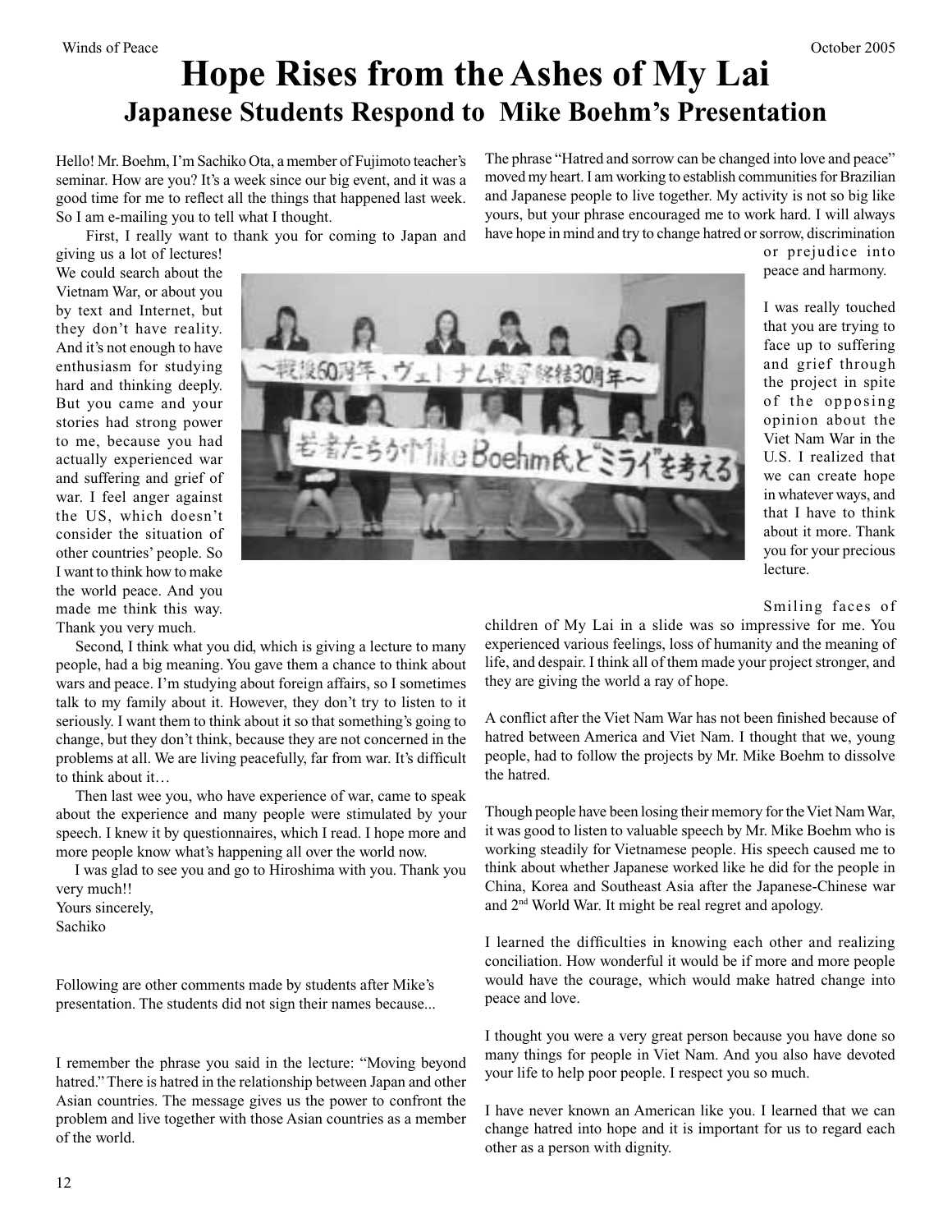# Hope Rises from the Ashes of My Lai

## Japanese Students Respond to Mike Boehm's Presentation

Hello! Mr. Boehm, I'm Sachiko Ota, a member of Fujimoto teacher's seminar. How are you? It's a week since our big event, and it was a good time for me to reflect all the things that happened last week. So I am e-mailing you to tell what I thought.

First, I really want to thank you for coming to Japan and giving us a lot of lectures! We could search about the Vietnam War, or about you by text and Internet, but they don't have reality. And it's not enough to have enthusiasm for studying hard and thinking deeply. But you came and your stories had strong power to me, because you had actually experienced war and suffering and grief of war. I feel anger against the US, which doesn't consider the situation of other countries' people. So I want to think how to make the world peace. And you made me think this way. Thank you very much.

Second, I think what you did, which is giving a lecture to many people, had a big meaning. You gave them a chance to think about wars and peace. I'm studying about foreign affairs, so I sometimes talk to my family about it. However, they don't try to listen to it seriously. I want them to think about it so that something's going to change, but they don't think, because they are not concerned in the problems at all. We are living peacefully, far from war. It's difficult to think about it…

Then last wee you, who have experience of war, came to speak about the experience and many people were stimulated by your speech. I knew it by questionnaires, which I read. I hope more and more people know what's happening all over the world now.

I was glad to see you and go to Hiroshima with you. Thank you very much!!

Yours sincerely,
Sachiko

Following are other comments made by students after Mike's presentation. The students did not sign their names because...

I remember the phrase you said in the lecture: "Moving beyond hatred." There is hatred in the relationship between Japan and other Asian countries. The message gives us the power to confront the problem and live together with those Asian countries as a member of the world.

The phrase "Hatred and sorrow can be changed into love and peace" moved my heart. I am working to establish communities for Brazilian and Japanese people to live together. My activity is not so big like yours, but your phrase encouraged me to work hard. I will always have hope in mind and try to change hatred or sorrow, discrimination or prejudice into peace and harmony.

I was really touched that you are trying to face up to suffering and grief through the project in spite of the opposing opinion about the Viet Nam War in the U.S. I realized that we can create hope in whatever ways, and that I have to think about it more. Thank you for your precious lecture.

Smiling faces of children of My Lai in a slide was so impressive for me. You experienced various feelings, loss of humanity and the meaning of life, and despair. I think all of them made your project stronger, and they are giving the world a ray of hope.

A conflict after the Viet Nam War has not been finished because of hatred between America and Viet Nam. I thought that we, young people, had to follow the projects by Mr. Mike Boehm to dissolve the hatred.

Though people have been losing their memory for the Viet Nam War, it was good to listen to valuable speech by Mr. Mike Boehm who is working steadily for Vietnamese people. His speech caused me to think about whether Japanese worked like he did for the people in China, Korea and Southeast Asia after the Japanese-Chinese war and 2nd World War. It might be real regret and apology.

I learned the difficulties in knowing each other and realizing conciliation. How wonderful it would be if more and more people would have the courage, which would make hatred change into peace and love.

I thought you were a very great person because you have done so many things for people in Viet Nam. And you also have devoted your life to help poor people. I respect you so much.

I have never known an American like you. I learned that we can change hatred into hope and it is important for us to regard each other as a person with dignity.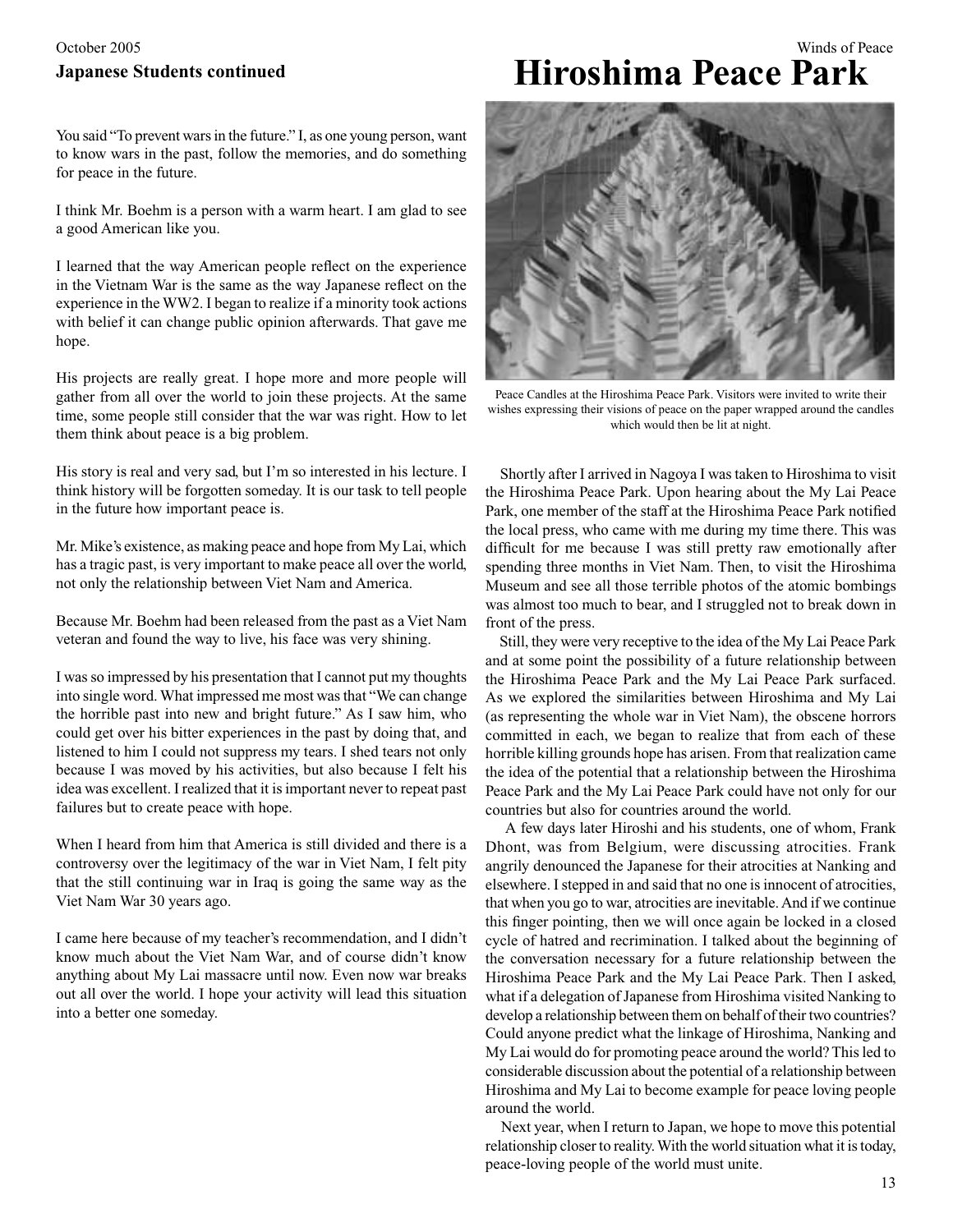## Japanese Students continued

You said "To prevent wars in the future." I, as one young person, want to know wars in the past, follow the memories, and do something for peace in the future.

I think Mr. Boehm is a person with a warm heart. I am glad to see a good American like you.

I learned that the way American people reflect on the experience in the Vietnam War is the same as the way Japanese reflect on the experience in the WW2. I began to realize if a minority took actions with belief it can change public opinion afterwards. That gave me hope.

His projects are really great. I hope more and more people will gather from all over the world to join these projects. At the same time, some people still consider that the war was right. How to let them think about peace is a big problem.

His story is real and very sad, but I'm so interested in his lecture. I think history will be forgotten someday. It is our task to tell people in the future how important peace is.

Mr. Mike's existence, as making peace and hope from My Lai, which has a tragic past, is very important to make peace all over the world, not only the relationship between Viet Nam and America.

Because Mr. Boehm had been released from the past as a Viet Nam veteran and found the way to live, his face was very shining.

I was so impressed by his presentation that I cannot put my thoughts into single word. What impressed me most was that "We can change the horrible past into new and bright future." As I saw him, who could get over his bitter experiences in the past by doing that, and listened to him I could not suppress my tears. I shed tears not only because I was moved by his activities, but also because I felt his idea was excellent. I realized that it is important never to repeat past failures but to create peace with hope.

When I heard from him that America is still divided and there is a controversy over the legitimacy of the war in Viet Nam, I felt pity that the still continuing war in Iraq is going the same way as the Viet Nam War 30 years ago.

I came here because of my teacher's recommendation, and I didn't know much about the Viet Nam War, and of course didn't know anything about My Lai massacre until now. Even now war breaks out all over the world. I hope your activity will lead this situation into a better one someday.

# Hiroshima Peace Park

Peace Candles at the Hiroshima Peace Park. Visitors were invited to write their wishes expressing their visions of peace on the paper wrapped around the candles which would then be lit at night.

Shortly after I arrived in Nagoya I was taken to Hiroshima to visit the Hiroshima Peace Park. Upon hearing about the My Lai Peace Park, one member of the staff at the Hiroshima Peace Park notified the local press, who came with me during my time there. This was difficult for me because I was still pretty raw emotionally after spending three months in Viet Nam. Then, to visit the Hiroshima Museum and see all those terrible photos of the atomic bombings was almost too much to bear, and I struggled not to break down in front of the press.

Still, they were very receptive to the idea of the My Lai Peace Park and at some point the possibility of a future relationship between the Hiroshima Peace Park and the My Lai Peace Park surfaced. As we explored the similarities between Hiroshima and My Lai (as representing the whole war in Viet Nam), the obscene horrors committed in each, we began to realize that from each of these horrible killing grounds hope has arisen. From that realization came the idea of the potential that a relationship between the Hiroshima Peace Park and the My Lai Peace Park could have not only for our countries but also for countries around the world.

A few days later Hiroshi and his students, one of whom, Frank Dhont, was from Belgium, were discussing atrocities. Frank angrily denounced the Japanese for their atrocities at Nanking and elsewhere. I stepped in and said that no one is innocent of atrocities, that when you go to war, atrocities are inevitable. And if we continue this finger pointing, then we will once again be locked in a closed cycle of hatred and recrimination. I talked about the beginning of the conversation necessary for a future relationship between the Hiroshima Peace Park and the My Lai Peace Park. Then I asked, what if a delegation of Japanese from Hiroshima visited Nanking to develop a relationship between them on behalf of their two countries? Could anyone predict what the linkage of Hiroshima, Nanking and My Lai would do for promoting peace around the world? This led to considerable discussion about the potential of a relationship between Hiroshima and My Lai to become example for peace loving people around the world.

Next year, when I return to Japan, we hope to move this potential relationship closer to reality. With the world situation what it is today, peace-loving people of the world must unite.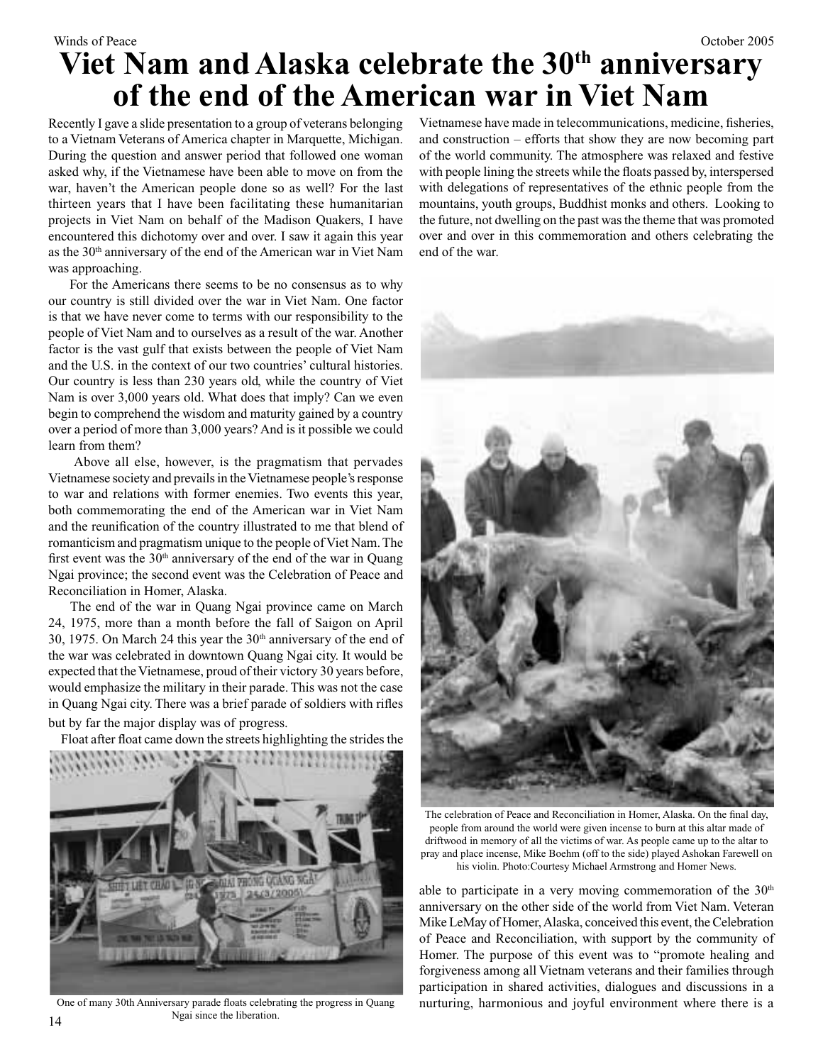# Viet Nam and Alaska celebrate the 30th anniversary of the end of the American war in Viet Nam

Recently I gave a slide presentation to a group of veterans belonging to a Vietnam Veterans of America chapter in Marquette, Michigan. During the question and answer period that followed one woman asked why, if the Vietnamese have been able to move on from the war, haven't the American people done so as well? For the last thirteen years that I have been facilitating these humanitarian projects in Viet Nam on behalf of the Madison Quakers, I have encountered this dichotomy over and over. I saw it again this year as the 30th anniversary of the end of the American war in Viet Nam was approaching.

For the Americans there seems to be no consensus as to why our country is still divided over the war in Viet Nam. One factor is that we have never come to terms with our responsibility to the people of Viet Nam and to ourselves as a result of the war. Another factor is the vast gulf that exists between the people of Viet Nam and the U.S. in the context of our two countries' cultural histories. Our country is less than 230 years old, while the country of Viet Nam is over 3,000 years old. What does that imply? Can we even begin to comprehend the wisdom and maturity gained by a country over a period of more than 3,000 years? And is it possible we could learn from them?

Above all else, however, is the pragmatism that pervades Vietnamese society and prevails in the Vietnamese people's response to war and relations with former enemies. Two events this year, both commemorating the end of the American war in Viet Nam and the reunification of the country illustrated to me that blend of romanticism and pragmatism unique to the people of Viet Nam. The first event was the 30th anniversary of the end of the war in Quang Ngai province; the second event was the Celebration of Peace and Reconciliation in Homer, Alaska.

The end of the war in Quang Ngai province came on March 24, 1975, more than a month before the fall of Saigon on April 30, 1975. On March 24 this year the 30th anniversary of the end of the war was celebrated in downtown Quang Ngai city. It would be expected that the Vietnamese, proud of their victory 30 years before, would emphasize the military in their parade. This was not the case in Quang Ngai city. There was a brief parade of soldiers with rifles but by far the major display was of progress.

Float after float came down the streets highlighting the strides the Vietnamese have made in telecommunications, medicine, fisheries, and construction – efforts that show they are now becoming part of the world community. The atmosphere was relaxed and festive with people lining the streets while the floats passed by, interspersed with delegations of representatives of the ethnic people from the mountains, youth groups, Buddhist monks and others. Looking to the future, not dwelling on the past was the theme that was promoted over and over in this commemoration and others celebrating the end of the war.

One of many 30th Anniversary parade floats celebrating the progress in Quang Ngai since the liberation.

The celebration of Peace and Reconciliation in Homer, Alaska. On the final day, people from around the world were given incense to burn at this altar made of driftwood in memory of all the victims of war. As people came up to the altar to pray and place incense, Mike Boehm (off to the side) played Ashokan Farewell on his violin. Photo:Courtesy Michael Armstrong and Homer News.

able to participate in a very moving commemoration of the 30th anniversary on the other side of the world from Viet Nam. Veteran Mike LeMay of Homer, Alaska, conceived this event, the Celebration of Peace and Reconciliation, with support by the community of Homer. The purpose of this event was to "promote healing and forgiveness among all Vietnam veterans and their families through participation in shared activities, dialogues and discussions in a nurturing, harmonious and joyful environment where there is a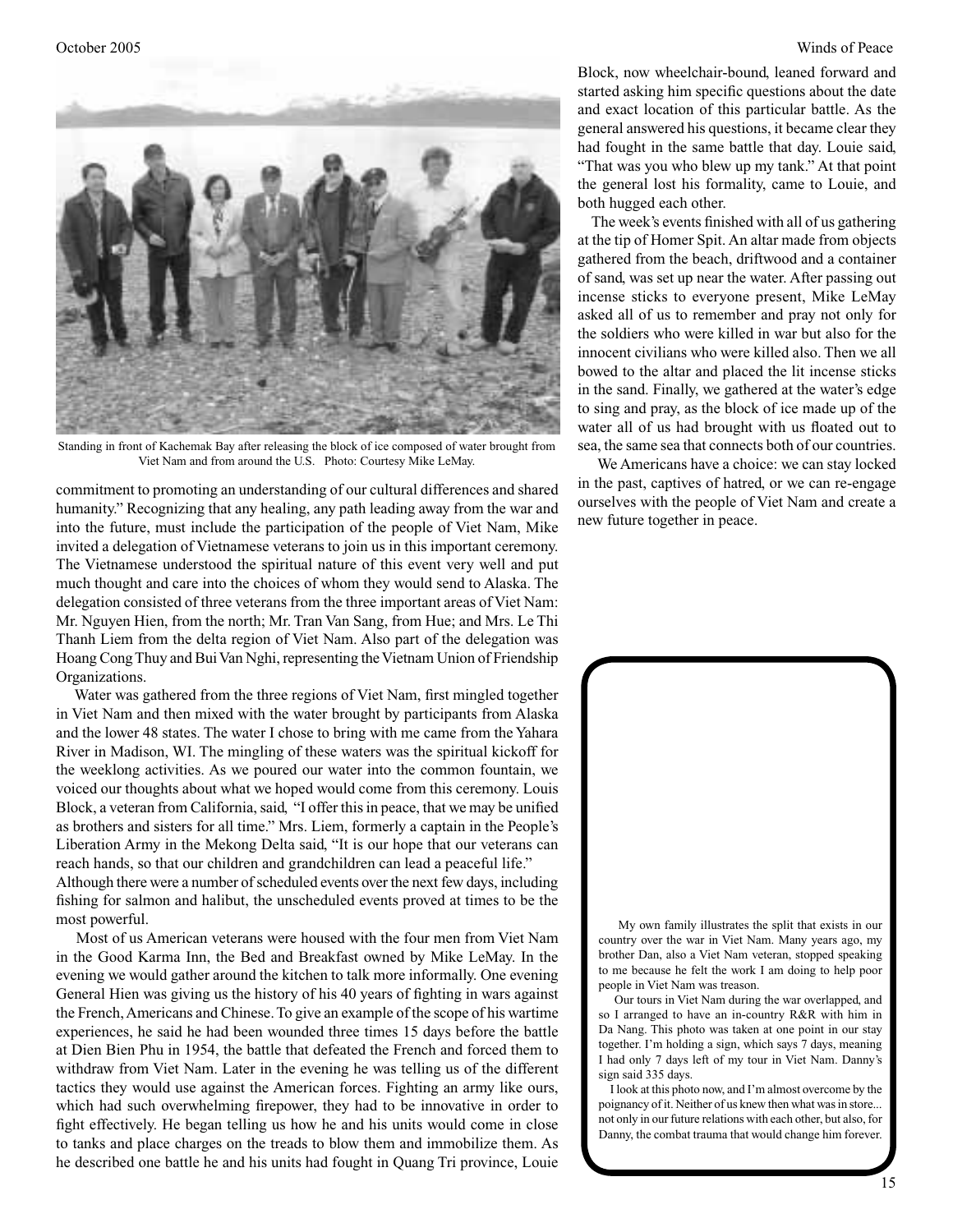Standing in front of Kachemak Bay after releasing the block of ice composed of water brought from Viet Nam and from around the U.S. Photo: Courtesy Mike LeMay.

commitment to promoting an understanding of our cultural differences and shared humanity." Recognizing that any healing, any path leading away from the war and into the future, must include the participation of the people of Viet Nam, Mike invited a delegation of Vietnamese veterans to join us in this important ceremony. The Vietnamese understood the spiritual nature of this event very well and put much thought and care into the choices of whom they would send to Alaska. The delegation consisted of three veterans from the three important areas of Viet Nam: Mr. Nguyen Hien, from the north; Mr. Tran Van Sang, from Hue; and Mrs. Le Thi Thanh Liem from the delta region of Viet Nam. Also part of the delegation was Hoang Cong Thuy and Bui Van Nghi, representing the Vietnam Union of Friendship Organizations.

Water was gathered from the three regions of Viet Nam, first mingled together in Viet Nam and then mixed with the water brought by participants from Alaska and the lower 48 states. The water I chose to bring with me came from the Yahara River in Madison, WI. The mingling of these waters was the spiritual kickoff for the weeklong activities. As we poured our water into the common fountain, we voiced our thoughts about what we hoped would come from this ceremony. Louis Block, a veteran from California, said, "I offer this in peace, that we may be unified as brothers and sisters for all time." Mrs. Liem, formerly a captain in the People's Liberation Army in the Mekong Delta said, "It is our hope that our veterans can reach hands, so that our children and grandchildren can lead a peaceful life." Although there were a number of scheduled events over the next few days, including fishing for salmon and halibut, the unscheduled events proved at times to be the most powerful.

Most of us American veterans were housed with the four men from Viet Nam in the Good Karma Inn, the Bed and Breakfast owned by Mike LeMay. In the evening we would gather around the kitchen to talk more informally. One evening General Hien was giving us the history of his 40 years of fighting in wars against the French, Americans and Chinese. To give an example of the scope of his wartime experiences, he said he had been wounded three times 15 days before the battle at Dien Bien Phu in 1954, the battle that defeated the French and forced them to withdraw from Viet Nam. Later in the evening he was telling us of the different tactics they would use against the American forces. Fighting an army like ours, which had such overwhelming firepower, they had to be innovative in order to fight effectively. He began telling us how he and his units would come in close to tanks and place charges on the treads to blow them and immobilize them. As he described one battle he and his units had fought in Quang Tri province, Louie Block, now wheelchair-bound, leaned forward and started asking him specific questions about the date and exact location of this particular battle. As the general answered his questions, it became clear they had fought in the same battle that day. Louie said, "That was you who blew up my tank." At that point the general lost his formality, came to Louie, and both hugged each other.

The week's events finished with all of us gathering at the tip of Homer Spit. An altar made from objects gathered from the beach, driftwood and a container of sand, was set up near the water. After passing out incense sticks to everyone present, Mike LeMay asked all of us to remember and pray not only for the soldiers who were killed in war but also for the innocent civilians who were killed also. Then we all bowed to the altar and placed the lit incense sticks in the sand. Finally, we gathered at the water's edge to sing and pray, as the block of ice made up of the water all of us had brought with us floated out to sea, the same sea that connects both of our countries.

We Americans have a choice: we can stay locked in the past, captives of hatred, or we can re-engage ourselves with the people of Viet Nam and create a new future together in peace.

My own family illustrates the split that exists in our country over the war in Viet Nam. Many years ago, my brother Dan, also a Viet Nam veteran, stopped speaking to me because he felt the work I am doing to help poor people in Viet Nam was treason.

Our tours in Viet Nam during the war overlapped, and so I arranged to have an in-country R&R with him in Da Nang. This photo was taken at one point in our stay together. I'm holding a sign, which says 7 days, meaning I had only 7 days left of my tour in Viet Nam. Danny's sign said 335 days.

I look at this photo now, and I'm almost overcome by the poignancy of it. Neither of us knew then what was in store... not only in our future relations with each other, but also, for Danny, the combat trauma that would change him forever.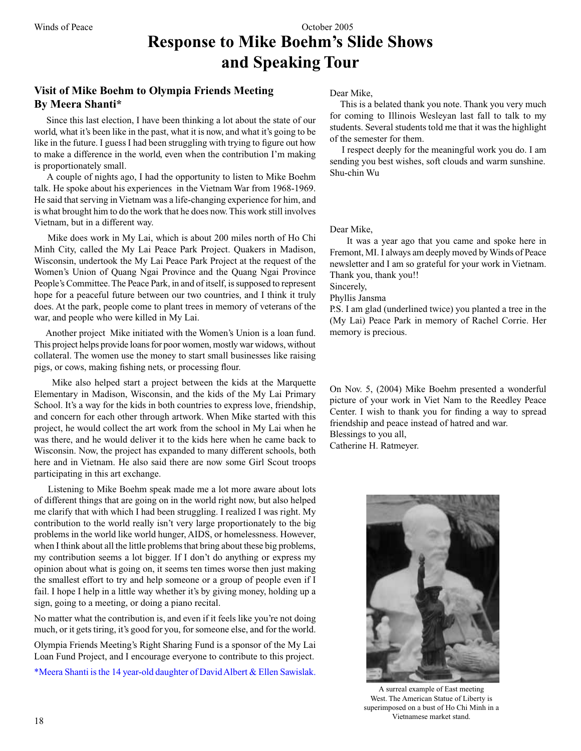# Response to Mike Boehm's Slide Shows and Speaking Tour

## Visit of Mike Boehm to Olympia Friends Meeting
## By Meera Shanti*

Since this last election, I have been thinking a lot about the state of our world, what it's been like in the past, what it is now, and what it's going to be like in the future. I guess I had been struggling with trying to figure out how to make a difference in the world, even when the contribution I'm making is proportionately small.

A couple of nights ago, I had the opportunity to listen to Mike Boehm talk. He spoke about his experiences in the Vietnam War from 1968-1969. He said that serving in Vietnam was a life-changing experience for him, and is what brought him to do the work that he does now. This work still involves Vietnam, but in a different way.

Mike does work in My Lai, which is about 200 miles north of Ho Chi Minh City, called the My Lai Peace Park Project. Quakers in Madison, Wisconsin, undertook the My Lai Peace Park Project at the request of the Women's Union of Quang Ngai Province and the Quang Ngai Province People's Committee. The Peace Park, in and of itself, is supposed to represent hope for a peaceful future between our two countries, and I think it truly does. At the park, people come to plant trees in memory of veterans of the war, and people who were killed in My Lai.

Another project Mike initiated with the Women's Union is a loan fund. This project helps provide loans for poor women, mostly war widows, without collateral. The women use the money to start small businesses like raising pigs, or cows, making fishing nets, or processing flour.

Mike also helped start a project between the kids at the Marquette Elementary in Madison, Wisconsin, and the kids of the My Lai Primary School. It's a way for the kids in both countries to express love, friendship, and concern for each other through artwork. When Mike started with this project, he would collect the art work from the school in My Lai when he was there, and he would deliver it to the kids here when he came back to Wisconsin. Now, the project has expanded to many different schools, both here and in Vietnam. He also said there are now some Girl Scout troops participating in this art exchange.

Listening to Mike Boehm speak made me a lot more aware about lots of different things that are going on in the world right now, but also helped me clarify that with which I had been struggling. I realized I was right. My contribution to the world really isn't very large proportionately to the big problems in the world like world hunger, AIDS, or homelessness. However, when I think about all the little problems that bring about these big problems, my contribution seems a lot bigger. If I don't do anything or express my opinion about what is going on, it seems ten times worse then just making the smallest effort to try and help someone or a group of people even if I fail. I hope I help in a little way whether it's by giving money, holding up a sign, going to a meeting, or doing a piano recital.

No matter what the contribution is, and even if it feels like you're not doing much, or it gets tiring, it's good for you, for someone else, and for the world.

Olympia Friends Meeting's Right Sharing Fund is a sponsor of the My Lai Loan Fund Project, and I encourage everyone to contribute to this project.

*Meera Shanti is the 14 year-old daughter of David Albert & Ellen Sawislak.

Dear Mike,

This is a belated thank you note. Thank you very much for coming to Illinois Wesleyan last fall to talk to my students. Several students told me that it was the highlight of the semester for them.

I respect deeply for the meaningful work you do. I am sending you best wishes, soft clouds and warm sunshine.
Shu-chin Wu

Dear Mike,

It was a year ago that you came and spoke here in Fremont, MI. I always am deeply moved by Winds of Peace newsletter and I am so grateful for your work in Vietnam. Thank you, thank you!!
Sincerely,
Phyllis Jansma
P.S. I am glad (underlined twice) you planted a tree in the (My Lai) Peace Park in memory of Rachel Corrie. Her memory is precious.

On Nov. 5, (2004) Mike Boehm presented a wonderful picture of your work in Viet Nam to the Reedley Peace Center. I wish to thank you for finding a way to spread friendship and peace instead of hatred and war.
Blessings to you all,
Catherine H. Ratmeyer.

A surreal example of East meeting West. The American Statue of Liberty is superimposed on a bust of Ho Chi Minh in a Vietnamese market stand.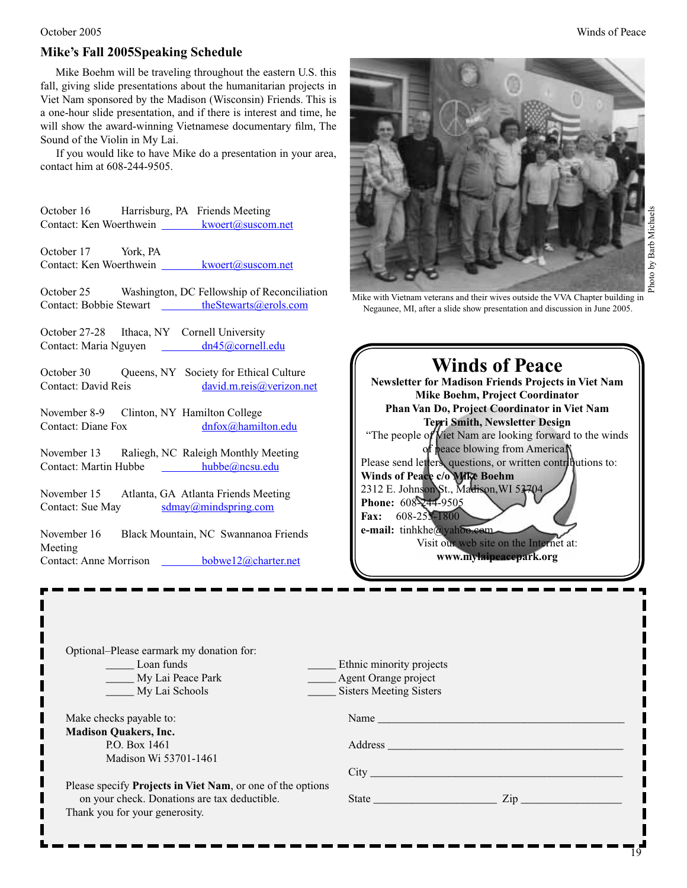## Mike's Fall 2005Speaking Schedule

Mike Boehm will be traveling throughout the eastern U.S. this fall, giving slide presentations about the humanitarian projects in Viet Nam sponsored by the Madison (Wisconsin) Friends. This is a one-hour slide presentation, and if there is interest and time, he will show the award-winning Vietnamese documentary film, The Sound of the Violin in My Lai.

If you would like to have Mike do a presentation in your area, contact him at 608-244-9505.

October 16 Harrisburg, PA Friends Meeting
Contact: Ken Woerthwein kwoert@suscom.net

October 17 York, PA
Contact: Ken Woerthwein kwoert@suscom.net

October 25 Washington, DC Fellowship of Reconciliation
Contact: Bobbie Stewart theStewarts@erols.com

October 27-28 Ithaca, NY Cornell University
Contact: Maria Nguyen dn45@cornell.edu

October 30 Queens, NY Society for Ethical Culture
Contact: David Reis david.m.reis@verizon.net

November 8-9 Clinton, NY Hamilton College
Contact: Diane Fox dnfox@hamilton.edu

November 13 Raliegh, NC Raleigh Monthly Meeting
Contact: Martin Hubbe hubbe@ncsu.edu

November 15 Atlanta, GA Atlanta Friends Meeting
Contact: Sue May sdmay@mindspring.com

November 16 Black Mountain, NC Swannanoa Friends Meeting
Contact: Anne Morrison bobwe12@charter.net

Photo by Barb Michaels

Mike with Vietnam veterans and their wives outside the VVA Chapter building in Negaunee, MI, after a slide show presentation and discussion in June 2005.

# Winds of Peace

**Newsletter for Madison Friends Projects in Viet Nam**
**Mike Boehm, Project Coordinator**
**Phan Van Do, Project Coordinator in Viet Nam**
**Terri Smith, Newsletter Design**

"The people of Viet Nam are looking forward to the winds of peace blowing from America."

Please send letters, questions, or written contributions to:
**Winds of Peace c/o Mike Boehm**
2312 E. Johnson St., Madison,WI 53704
**Phone:** 608-244-9505
**Fax:** 608-255-1800
**e-mail:** tinhkhe@yahoo.com

Visit our web site on the Internet at:
**www.mylaipeacepark.org**

---

Optional–Please earmark my donation for:

_____ Loan funds
_____ My Lai Peace Park
_____ My Lai Schools
_____ Ethnic minority projects
_____ Agent Orange project
_____ Sisters Meeting Sisters

Make checks payable to:
**Madison Quakers, Inc.**
P.O. Box 1461
Madison Wi 53701-1461

Please specify **Projects in Viet Nam**, or one of the options on your check. Donations are tax deductible.
Thank you for your generosity.

Name ____________________________________________

Address __________________________________________

City _____________________________________________

State ______________________ Zip __________________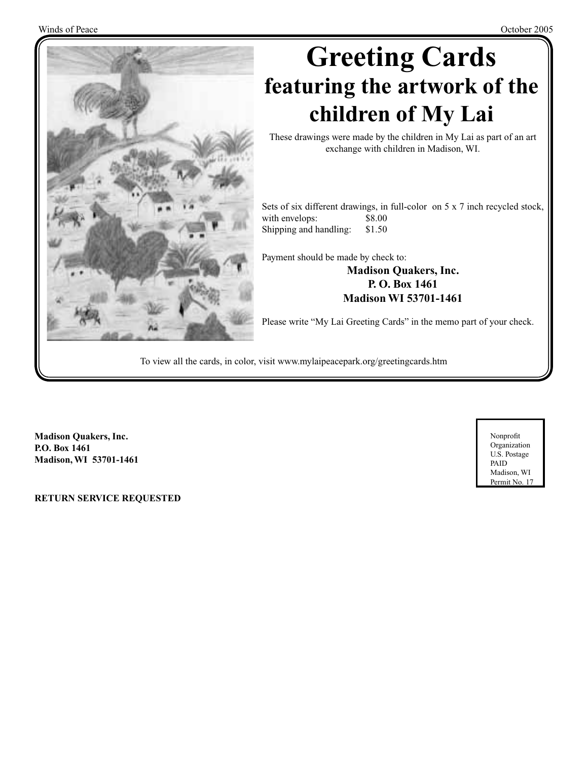# Greeting Cards

## featuring the artwork of the children of My Lai

These drawings were made by the children in My Lai as part of an art exchange with children in Madison, WI.

Sets of six different drawings, in full-color on 5 x 7 inch recycled stock, with envelops: $8.00
Shipping and handling: $1.50

Payment should be made by check to:

**Madison Quakers, Inc.**
**P. O. Box 1461**
**Madison WI 53701-1461**

Please write “My Lai Greeting Cards” in the memo part of your check.

To view all the cards, in color, visit www.mylaipeacepark.org/greetingcards.htm

**Madison Quakers, Inc.**
**P.O. Box 1461**
**Madison, WI 53701-1461**

**RETURN SERVICE REQUESTED**

Nonprofit
Organization
U.S. Postage
PAID
Madison, WI
Permit No. 17